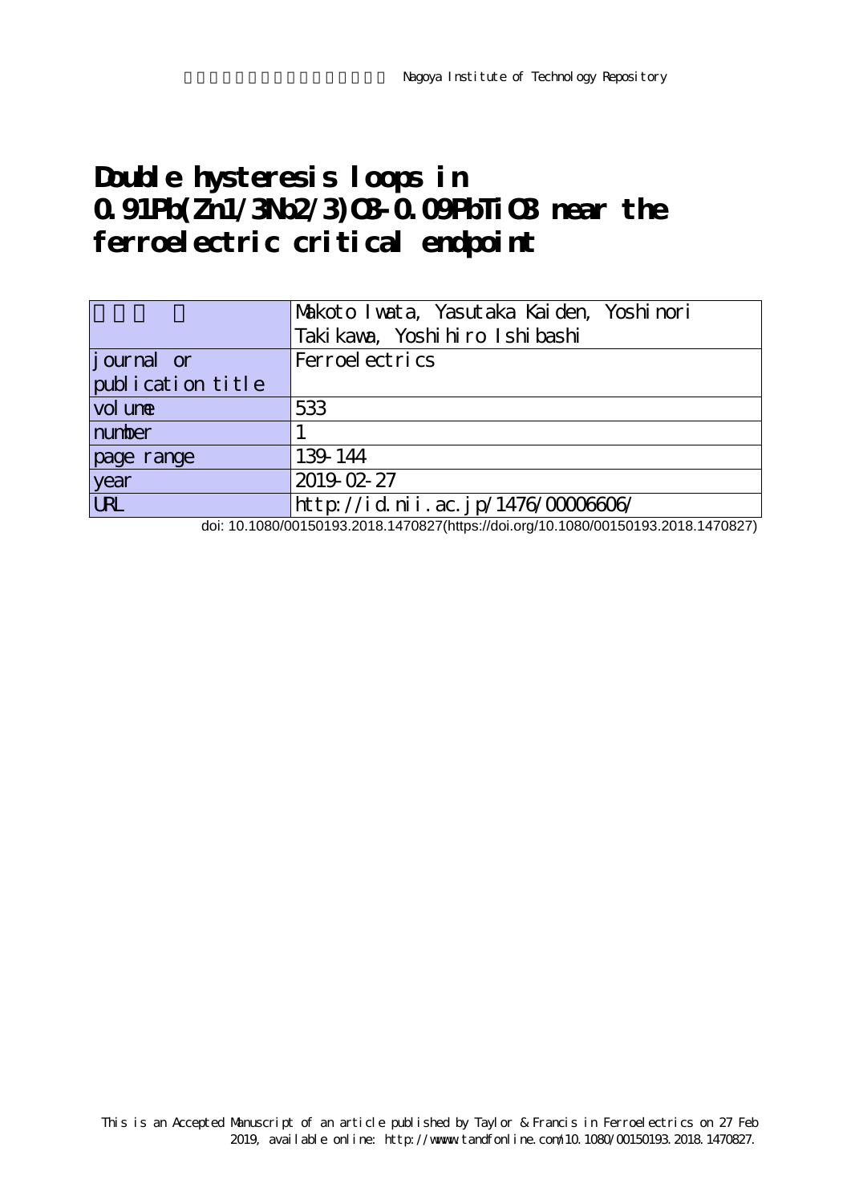Nagoya Institute of Technology Repository

# Double hysteresis loops in 0.91Pb(Zn1/3Nb2/3)O3-0.09PbTiO3 near the ferroelectric critical endpoint

| | |
|---|---|
| | Makoto Iwata, Yasutaka Kaiden, Yoshinori Takikawa, Yoshihiro Ishibashi |
| journal or publication title | Ferroelectrics |
| volume | 533 |
| number | 1 |
| page range | 139-144 |
| year | 2019-02-27 |
| URL | http://id.nii.ac.jp/1476/00006606/ |

doi: 10.1080/00150193.2018.1470827(https://doi.org/10.1080/00150193.2018.1470827)

This is an Accepted Manuscript of an article published by Taylor & Francis in Ferroelectrics on 27 Feb 2019, available online: http://www.tandfonline.com/10.1080/00150193.2018.1470827.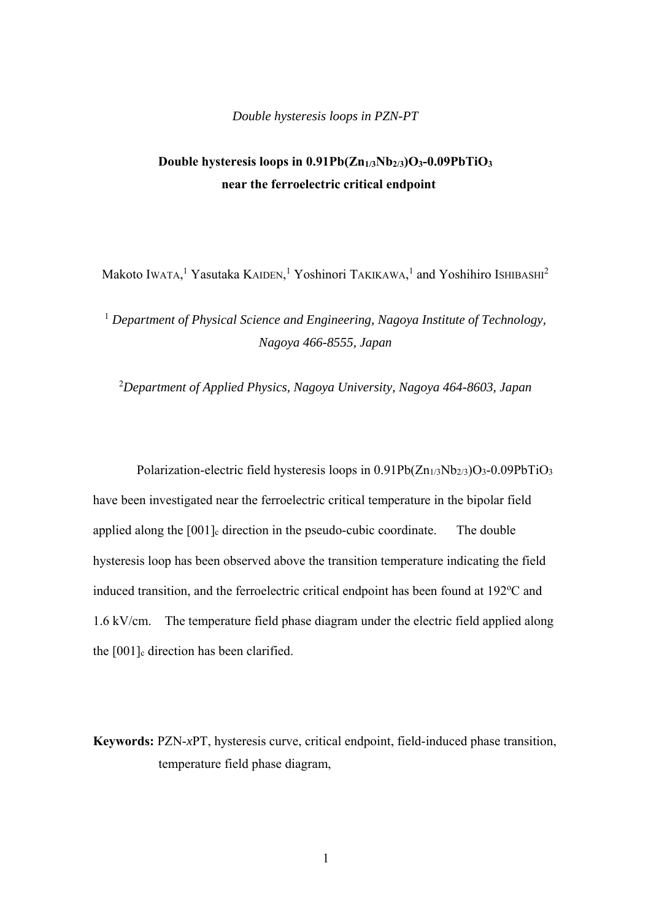*Double hysteresis loops in PZN-PT*

**Double hysteresis loops in $0.91Pb(Zn_{1/3}Nb_{2/3})O_3$-$0.09PbTiO_3$ near the ferroelectric critical endpoint**

Makoto IWATA,[1] Yasutaka KAIDEN,[1] Yoshinori TAKIKAWA,[1] and Yoshihiro ISHIBASHI[2]

[1] *Department of Physical Science and Engineering, Nagoya Institute of Technology, Nagoya 466-8555, Japan*

[2] *Department of Applied Physics, Nagoya University, Nagoya 464-8603, Japan*

Polarization-electric field hysteresis loops in $0.91Pb(Zn_{1/3}Nb_{2/3})O_3$-$0.09PbTiO_3$ have been investigated near the ferroelectric critical temperature in the bipolar field applied along the $[001]_c$ direction in the pseudo-cubic coordinate. The double hysteresis loop has been observed above the transition temperature indicating the field induced transition, and the ferroelectric critical endpoint has been found at 192ºC and 1.6 kV/cm. The temperature field phase diagram under the electric field applied along the $[001]_c$ direction has been clarified.

**Keywords:** PZN-*x*PT, hysteresis curve, critical endpoint, field-induced phase transition, temperature field phase diagram,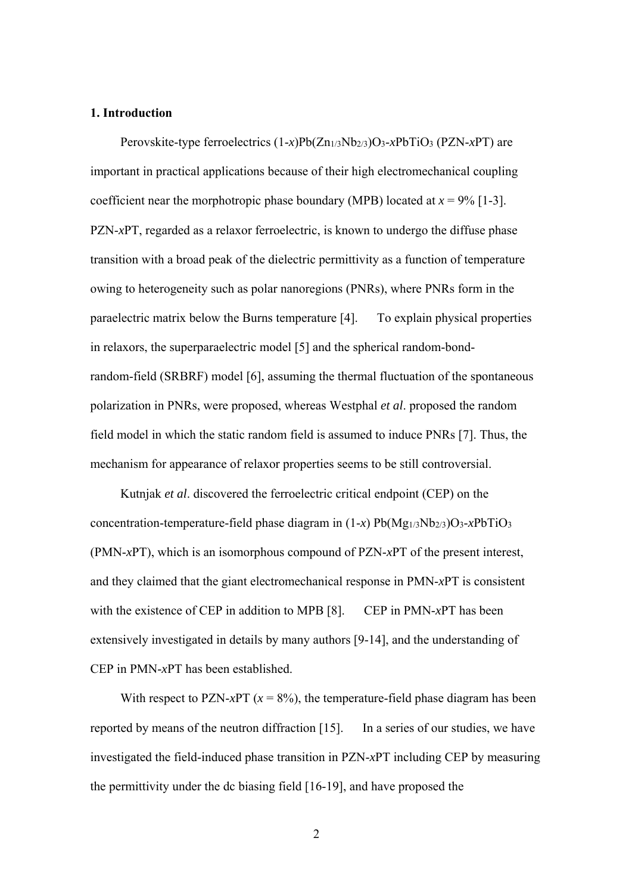## 1. Introduction

Perovskite-type ferroelectrics (1-*x*)$Pb(Zn_{1/3}Nb_{2/3})O_3$-*x*$PbTiO_3$ (PZN-*x*PT) are important in practical applications because of their high electromechanical coupling coefficient near the morphotropic phase boundary (MPB) located at $x = 9\%$ [1-3]. PZN-*x*PT, regarded as a relaxor ferroelectric, is known to undergo the diffuse phase transition with a broad peak of the dielectric permittivity as a function of temperature owing to heterogeneity such as polar nanoregions (PNRs), where PNRs form in the paraelectric matrix below the Burns temperature [4]. To explain physical properties in relaxors, the superparaelectric model [5] and the spherical random-bond-random-field (SRBRF) model [6], assuming the thermal fluctuation of the spontaneous polarization in PNRs, were proposed, whereas Westphal *et al*. proposed the random field model in which the static random field is assumed to induce PNRs [7]. Thus, the mechanism for appearance of relaxor properties seems to be still controversial.

Kutnjak *et al*. discovered the ferroelectric critical endpoint (CEP) on the concentration-temperature-field phase diagram in (1-*x*) $Pb(Mg_{1/3}Nb_{2/3})O_3$-*x*$PbTiO_3$ (PMN-*x*PT), which is an isomorphous compound of PZN-*x*PT of the present interest, and they claimed that the giant electromechanical response in PMN-*x*PT is consistent with the existence of CEP in addition to MPB [8]. CEP in PMN-*x*PT has been extensively investigated in details by many authors [9-14], and the understanding of CEP in PMN-*x*PT has been established.

With respect to PZN-*x*PT ($x = 8\%$), the temperature-field phase diagram has been reported by means of the neutron diffraction [15]. In a series of our studies, we have investigated the field-induced phase transition in PZN-*x*PT including CEP by measuring the permittivity under the dc biasing field [16-19], and have proposed the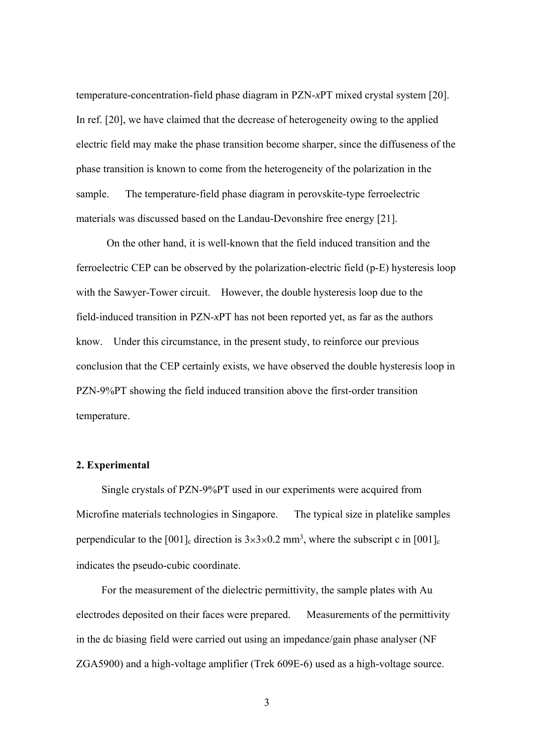temperature-concentration-field phase diagram in PZN-*x*PT mixed crystal system [20]. In ref. [20], we have claimed that the decrease of heterogeneity owing to the applied electric field may make the phase transition become sharper, since the diffuseness of the phase transition is known to come from the heterogeneity of the polarization in the sample. The temperature-field phase diagram in perovskite-type ferroelectric materials was discussed based on the Landau-Devonshire free energy [21].

On the other hand, it is well-known that the field induced transition and the ferroelectric CEP can be observed by the polarization-electric field (p-E) hysteresis loop with the Sawyer-Tower circuit. However, the double hysteresis loop due to the field-induced transition in PZN-*x*PT has not been reported yet, as far as the authors know. Under this circumstance, in the present study, to reinforce our previous conclusion that the CEP certainly exists, we have observed the double hysteresis loop in PZN-9%PT showing the field induced transition above the first-order transition temperature.

## 2. Experimental

Single crystals of PZN-9%PT used in our experiments were acquired from Microfine materials technologies in Singapore. The typical size in platelike samples perpendicular to the $[001]_c$ direction is $3\times3\times0.2$ mm$^3$, where the subscript c in $[001]_c$ indicates the pseudo-cubic coordinate.

For the measurement of the dielectric permittivity, the sample plates with Au electrodes deposited on their faces were prepared. Measurements of the permittivity in the dc biasing field were carried out using an impedance/gain phase analyser (NF ZGA5900) and a high-voltage amplifier (Trek 609E-6) used as a high-voltage source.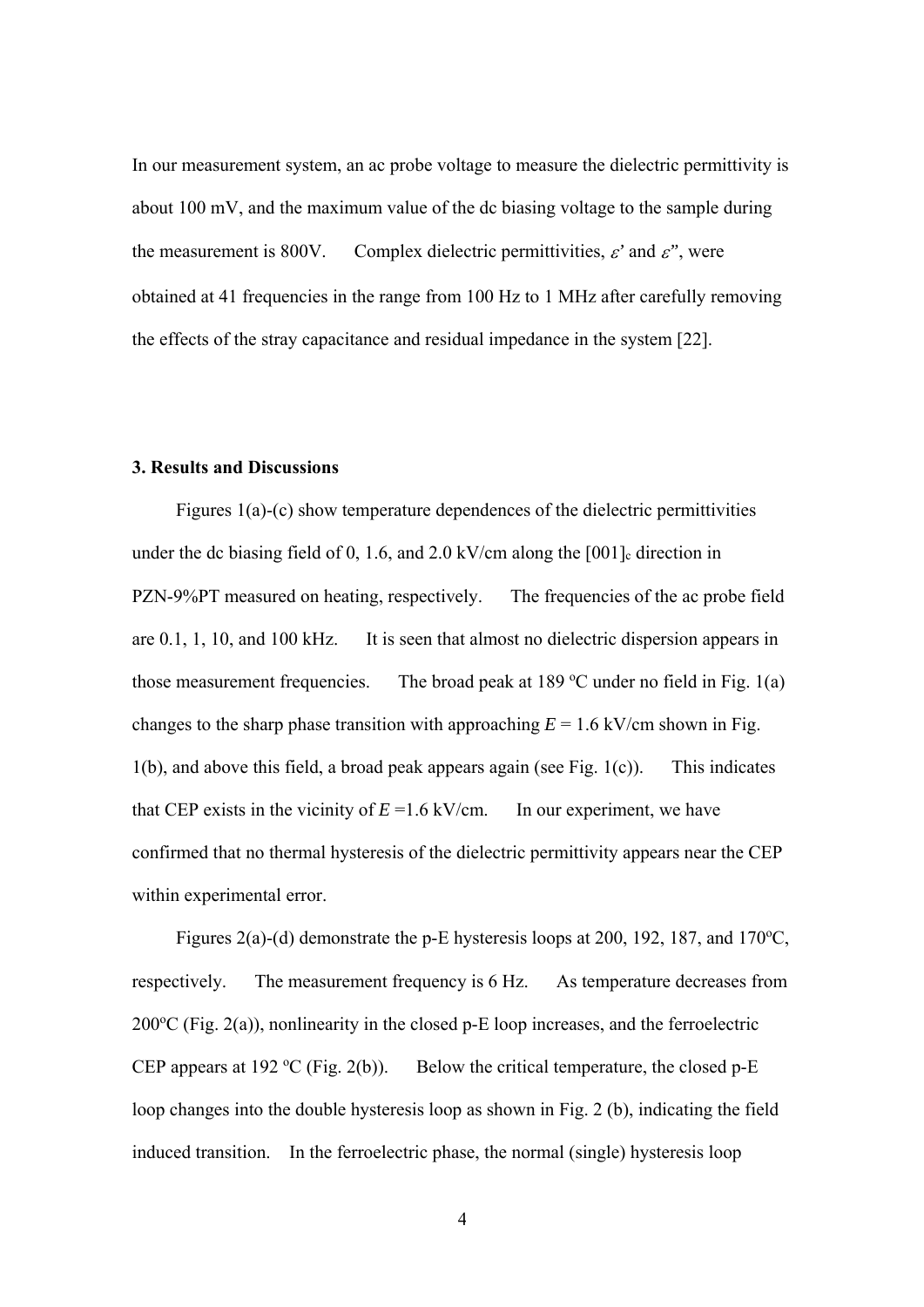In our measurement system, an ac probe voltage to measure the dielectric permittivity is about 100 mV, and the maximum value of the dc biasing voltage to the sample during the measurement is 800V. Complex dielectric permittivities, $\varepsilon$' and $\varepsilon$", were obtained at 41 frequencies in the range from 100 Hz to 1 MHz after carefully removing the effects of the stray capacitance and residual impedance in the system [22].

**3. Results and Discussions**

Figures 1(a)-(c) show temperature dependences of the dielectric permittivities under the dc biasing field of 0, 1.6, and 2.0 kV/cm along the $[001]_c$ direction in PZN-9%PT measured on heating, respectively. The frequencies of the ac probe field are 0.1, 1, 10, and 100 kHz. It is seen that almost no dielectric dispersion appears in those measurement frequencies. The broad peak at 189 $^o$C under no field in Fig. 1(a) changes to the sharp phase transition with approaching $E$ = 1.6 kV/cm shown in Fig. 1(b), and above this field, a broad peak appears again (see Fig. 1(c)). This indicates that CEP exists in the vicinity of $E$ =1.6 kV/cm. In our experiment, we have confirmed that no thermal hysteresis of the dielectric permittivity appears near the CEP within experimental error.

Figures 2(a)-(d) demonstrate the p-E hysteresis loops at 200, 192, 187, and 170$^o$C, respectively. The measurement frequency is 6 Hz. As temperature decreases from 200$^o$C (Fig. 2(a)), nonlinearity in the closed p-E loop increases, and the ferroelectric CEP appears at 192 $^o$C (Fig. 2(b)). Below the critical temperature, the closed p-E loop changes into the double hysteresis loop as shown in Fig. 2 (b), indicating the field induced transition. In the ferroelectric phase, the normal (single) hysteresis loop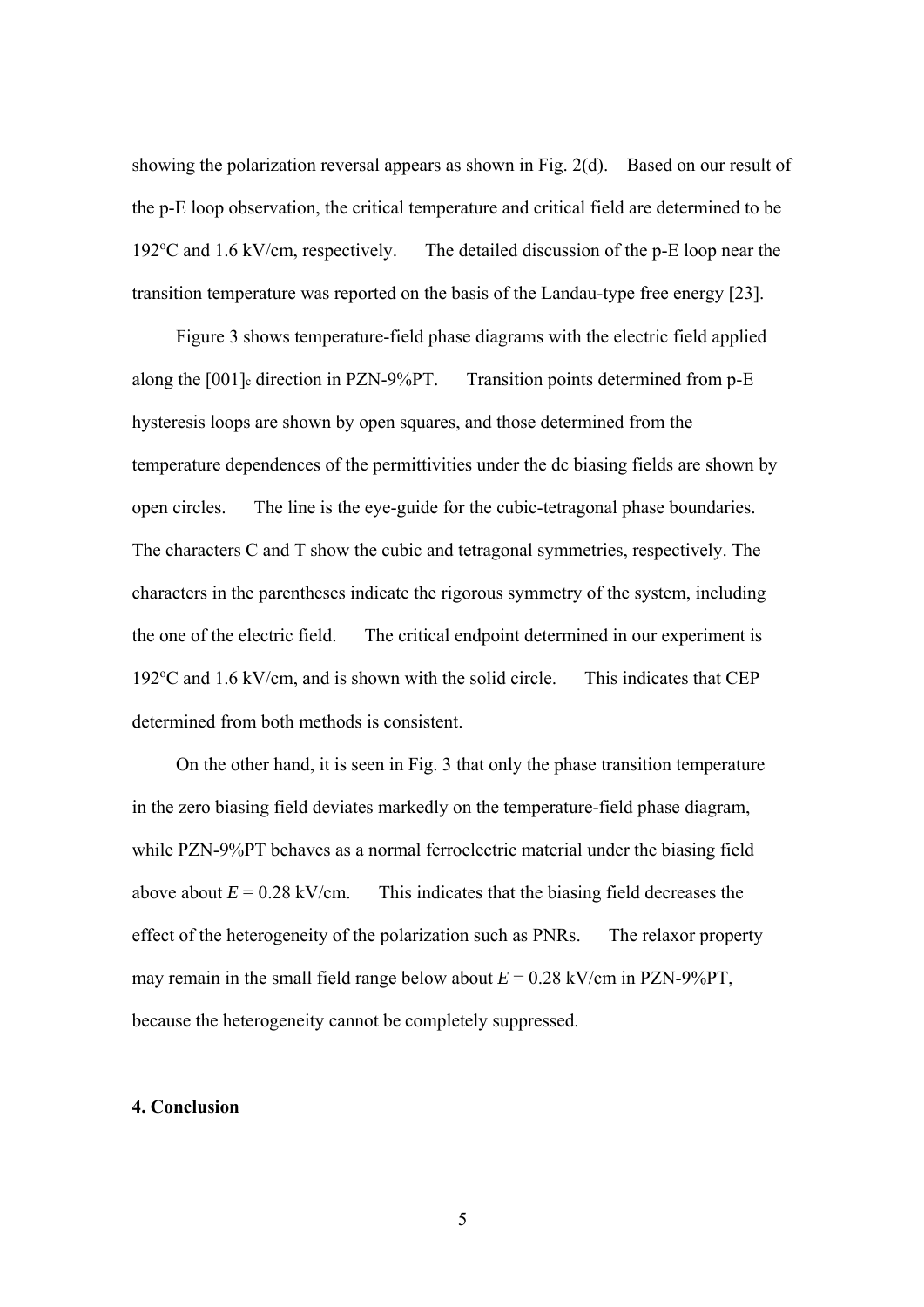showing the polarization reversal appears as shown in Fig. 2(d). Based on our result of the p-E loop observation, the critical temperature and critical field are determined to be 192$^{o}$C and 1.6 kV/cm, respectively. The detailed discussion of the p-E loop near the transition temperature was reported on the basis of the Landau-type free energy [23].

Figure 3 shows temperature-field phase diagrams with the electric field applied along the $[001]_c$ direction in PZN-9%PT. Transition points determined from p-E hysteresis loops are shown by open squares, and those determined from the temperature dependences of the permittivities under the dc biasing fields are shown by open circles. The line is the eye-guide for the cubic-tetragonal phase boundaries. The characters C and T show the cubic and tetragonal symmetries, respectively. The characters in the parentheses indicate the rigorous symmetry of the system, including the one of the electric field. The critical endpoint determined in our experiment is 192$^{o}$C and 1.6 kV/cm, and is shown with the solid circle. This indicates that CEP determined from both methods is consistent.

On the other hand, it is seen in Fig. 3 that only the phase transition temperature in the zero biasing field deviates markedly on the temperature-field phase diagram, while PZN-9%PT behaves as a normal ferroelectric material under the biasing field above about $E$ = 0.28 kV/cm. This indicates that the biasing field decreases the effect of the heterogeneity of the polarization such as PNRs. The relaxor property may remain in the small field range below about $E$ = 0.28 kV/cm in PZN-9%PT, because the heterogeneity cannot be completely suppressed.

## 4. Conclusion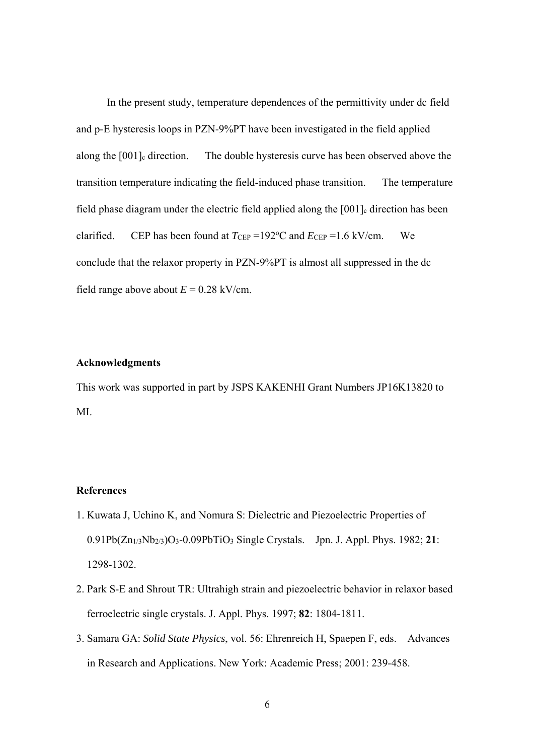In the present study, temperature dependences of the permittivity under dc field and p-E hysteresis loops in PZN-9%PT have been investigated in the field applied along the $[001]_c$ direction. The double hysteresis curve has been observed above the transition temperature indicating the field-induced phase transition. The temperature field phase diagram under the electric field applied along the $[001]_c$ direction has been clarified. CEP has been found at $T_{CEP}$ =192$^{o}$C and $E_{CEP}$ =1.6 kV/cm. We conclude that the relaxor property in PZN-9%PT is almost all suppressed in the dc field range above about $E$ = 0.28 kV/cm.

**Acknowledgments**

This work was supported in part by JSPS KAKENHI Grant Numbers JP16K13820 to MI.

**References**

1. Kuwata J, Uchino K, and Nomura S: Dielectric and Piezoelectric Properties of $0.91Pb(Zn_{1/3}Nb_{2/3})O_3$-$0.09PbTiO_3$ Single Crystals. Jpn. J. Appl. Phys. 1982; **21**: 1298-1302.
2. Park S-E and Shrout TR: Ultrahigh strain and piezoelectric behavior in relaxor based ferroelectric single crystals. J. Appl. Phys. 1997; **82**: 1804-1811.
3. Samara GA: *Solid State Physics*, vol. 56: Ehrenreich H, Spaepen F, eds. Advances in Research and Applications. New York: Academic Press; 2001: 239-458.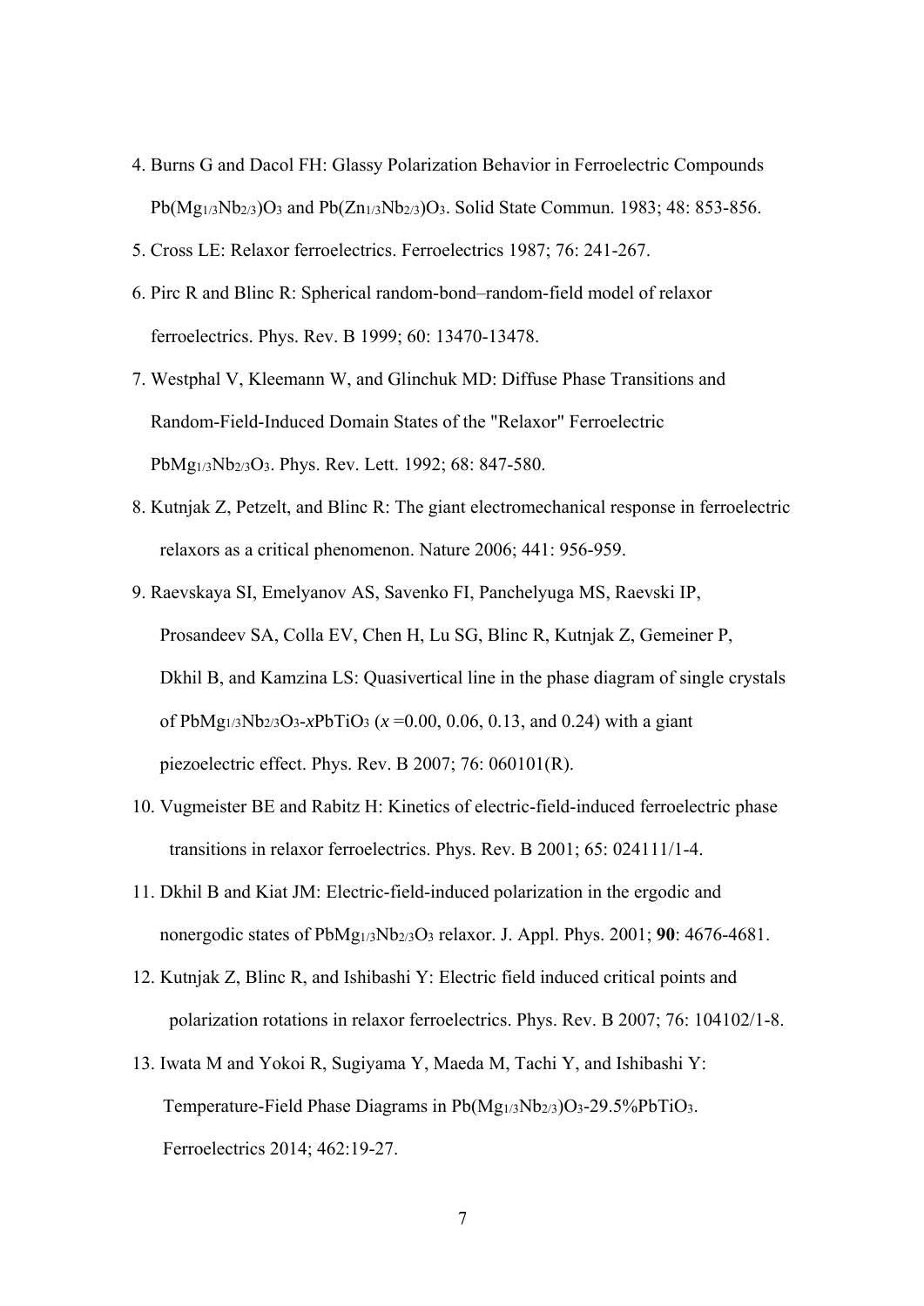4. Burns G and Dacol FH: Glassy Polarization Behavior in Ferroelectric Compounds $Pb(Mg_{1/3}Nb_{2/3})O_3$ and $Pb(Zn_{1/3}Nb_{2/3})O_3$. Solid State Commun. 1983; 48: 853-856.
5. Cross LE: Relaxor ferroelectrics. Ferroelectrics 1987; 76: 241-267.
6. Pirc R and Blinc R: Spherical random-bond–random-field model of relaxor ferroelectrics. Phys. Rev. B 1999; 60: 13470-13478.
7. Westphal V, Kleemann W, and Glinchuk MD: Diffuse Phase Transitions and Random-Field-Induced Domain States of the "Relaxor" Ferroelectric $PbMg_{1/3}Nb_{2/3}O_3$. Phys. Rev. Lett. 1992; 68: 847-580.
8. Kutnjak Z, Petzelt, and Blinc R: The giant electromechanical response in ferroelectric relaxors as a critical phenomenon. Nature 2006; 441: 956-959.
9. Raevskaya SI, Emelyanov AS, Savenko FI, Panchelyuga MS, Raevski IP, Prosandeev SA, Colla EV, Chen H, Lu SG, Blinc R, Kutnjak Z, Gemeiner P, Dkhil B, and Kamzina LS: Quasivertical line in the phase diagram of single crystals of $PbMg_{1/3}Nb_{2/3}O_3$-$x$$PbTiO_3$ ($x$ =0.00, 0.06, 0.13, and 0.24) with a giant piezoelectric effect. Phys. Rev. B 2007; 76: 060101(R).
10. Vugmeister BE and Rabitz H: Kinetics of electric-field-induced ferroelectric phase transitions in relaxor ferroelectrics. Phys. Rev. B 2001; 65: 024111/1-4.
11. Dkhil B and Kiat JM: Electric-field-induced polarization in the ergodic and nonergodic states of $PbMg_{1/3}Nb_{2/3}O_3$ relaxor. J. Appl. Phys. 2001; **90**: 4676-4681.
12. Kutnjak Z, Blinc R, and Ishibashi Y: Electric field induced critical points and polarization rotations in relaxor ferroelectrics. Phys. Rev. B 2007; 76: 104102/1-8.
13. Iwata M and Yokoi R, Sugiyama Y, Maeda M, Tachi Y, and Ishibashi Y: Temperature-Field Phase Diagrams in $Pb(Mg_{1/3}Nb_{2/3})O_3$-29.5%$PbTiO_3$. Ferroelectrics 2014; 462:19-27.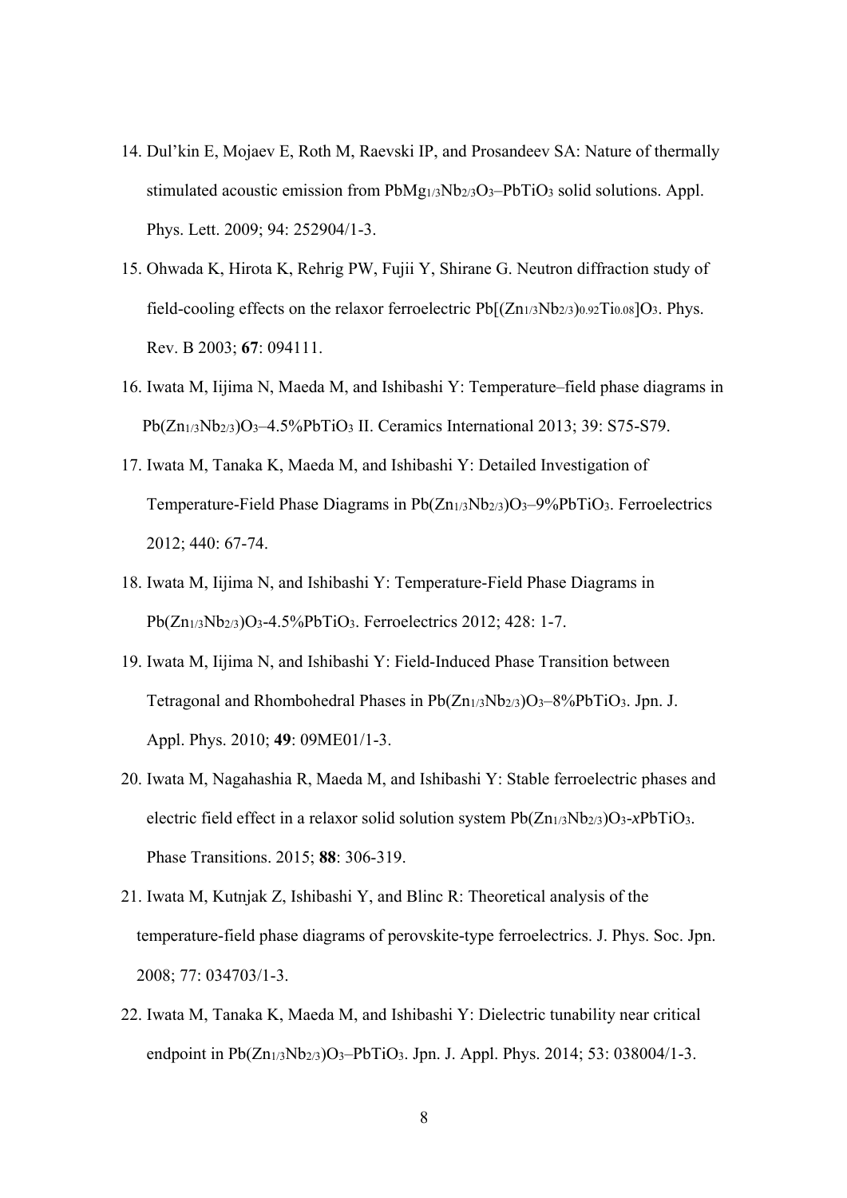14. Dul'kin E, Mojaev E, Roth M, Raevski IP, and Prosandeev SA: Nature of thermally stimulated acoustic emission from $PbMg_{1/3}Nb_{2/3}O_3$–$PbTiO_3$ solid solutions. Appl. Phys. Lett. 2009; 94: 252904/1-3.

15. Ohwada K, Hirota K, Rehrig PW, Fujii Y, Shirane G. Neutron diffraction study of field-cooling effects on the relaxor ferroelectric $Pb[(Zn_{1/3}Nb_{2/3})_{0.92}Ti_{0.08}]O_3$. Phys. Rev. B 2003; **67**: 094111.

16. Iwata M, Iijima N, Maeda M, and Ishibashi Y: Temperature–field phase diagrams in $Pb(Zn_{1/3}Nb_{2/3})O_3$–4.5%$PbTiO_3$ II. Ceramics International 2013; 39: S75-S79.

17. Iwata M, Tanaka K, Maeda M, and Ishibashi Y: Detailed Investigation of Temperature-Field Phase Diagrams in $Pb(Zn_{1/3}Nb_{2/3})O_3$–9%$PbTiO_3$. Ferroelectrics 2012; 440: 67-74.

18. Iwata M, Iijima N, and Ishibashi Y: Temperature-Field Phase Diagrams in $Pb(Zn_{1/3}Nb_{2/3})O_3$-4.5%$PbTiO_3$. Ferroelectrics 2012; 428: 1-7.

19. Iwata M, Iijima N, and Ishibashi Y: Field-Induced Phase Transition between Tetragonal and Rhombohedral Phases in $Pb(Zn_{1/3}Nb_{2/3})O_3$–8%$PbTiO_3$. Jpn. J. Appl. Phys. 2010; **49**: 09ME01/1-3.

20. Iwata M, Nagahashia R, Maeda M, and Ishibashi Y: Stable ferroelectric phases and electric field effect in a relaxor solid solution system $Pb(Zn_{1/3}Nb_{2/3})O_3$-$x$$PbTiO_3$. Phase Transitions. 2015; **88**: 306-319.

21. Iwata M, Kutnjak Z, Ishibashi Y, and Blinc R: Theoretical analysis of the temperature-field phase diagrams of perovskite-type ferroelectrics. J. Phys. Soc. Jpn. 2008; 77: 034703/1-3.

22. Iwata M, Tanaka K, Maeda M, and Ishibashi Y: Dielectric tunability near critical endpoint in $Pb(Zn_{1/3}Nb_{2/3})O_3$–$PbTiO_3$. Jpn. J. Appl. Phys. 2014; 53: 038004/1-3.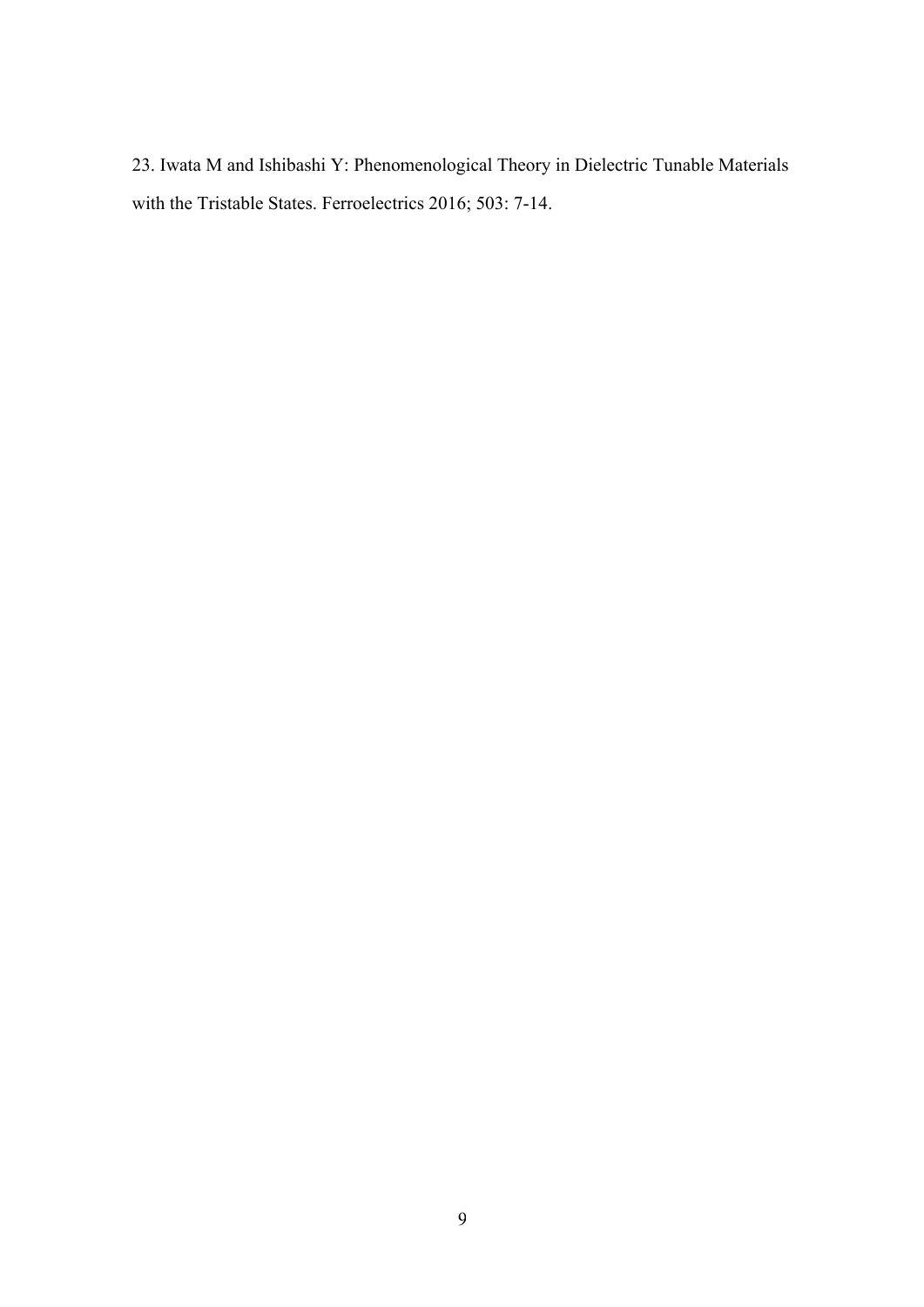23. Iwata M and Ishibashi Y: Phenomenological Theory in Dielectric Tunable Materials with the Tristable States. Ferroelectrics 2016; 503: 7-14.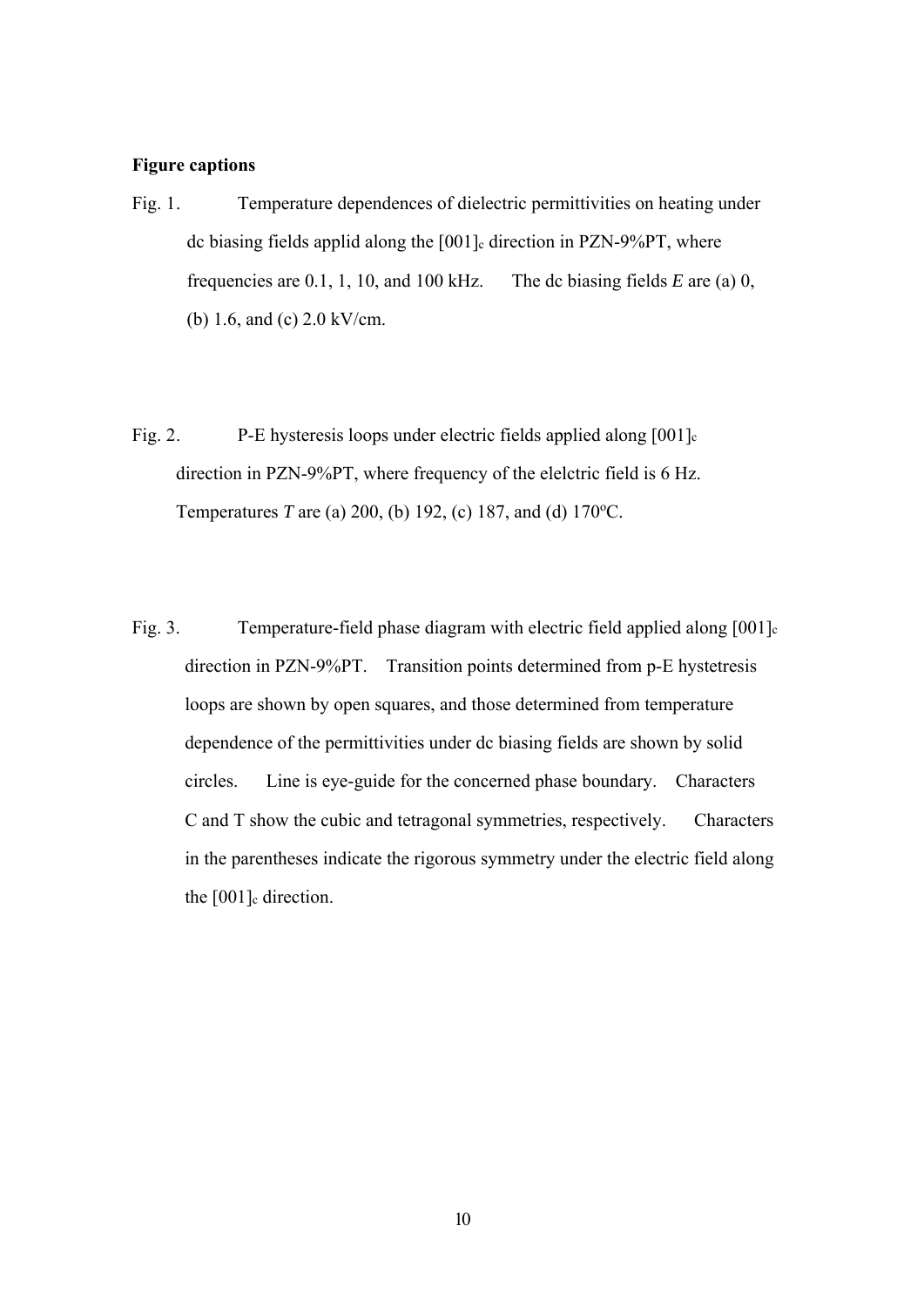**Figure captions**

Fig. 1. Temperature dependences of dielectric permittivities on heating under dc biasing fields applid along the $[001]_c$ direction in PZN-9%PT, where frequencies are 0.1, 1, 10, and 100 kHz. The dc biasing fields *E* are (a) 0, (b) 1.6, and (c) 2.0 kV/cm.

Fig. 2. P-E hysteresis loops under electric fields applied along $[001]_c$ direction in PZN-9%PT, where frequency of the elelctric field is 6 Hz. Temperatures *T* are (a) 200, (b) 192, (c) 187, and (d) 170$^o$C.

Fig. 3. Temperature-field phase diagram with electric field applied along $[001]_c$ direction in PZN-9%PT. Transition points determined from p-E hystetresis loops are shown by open squares, and those determined from temperature dependence of the permittivities under dc biasing fields are shown by solid circles. Line is eye-guide for the concerned phase boundary. Characters C and T show the cubic and tetragonal symmetries, respectively. Characters in the parentheses indicate the rigorous symmetry under the electric field along the $[001]_c$ direction.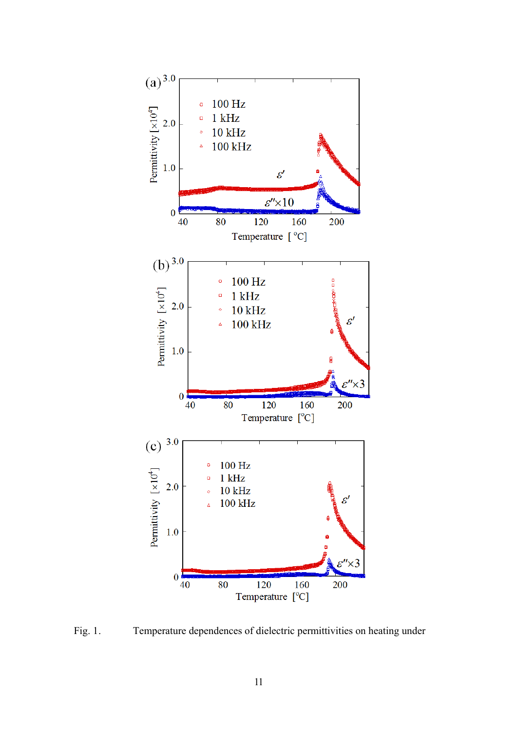Fig. 1. Temperature dependences of dielectric permittivities on heating under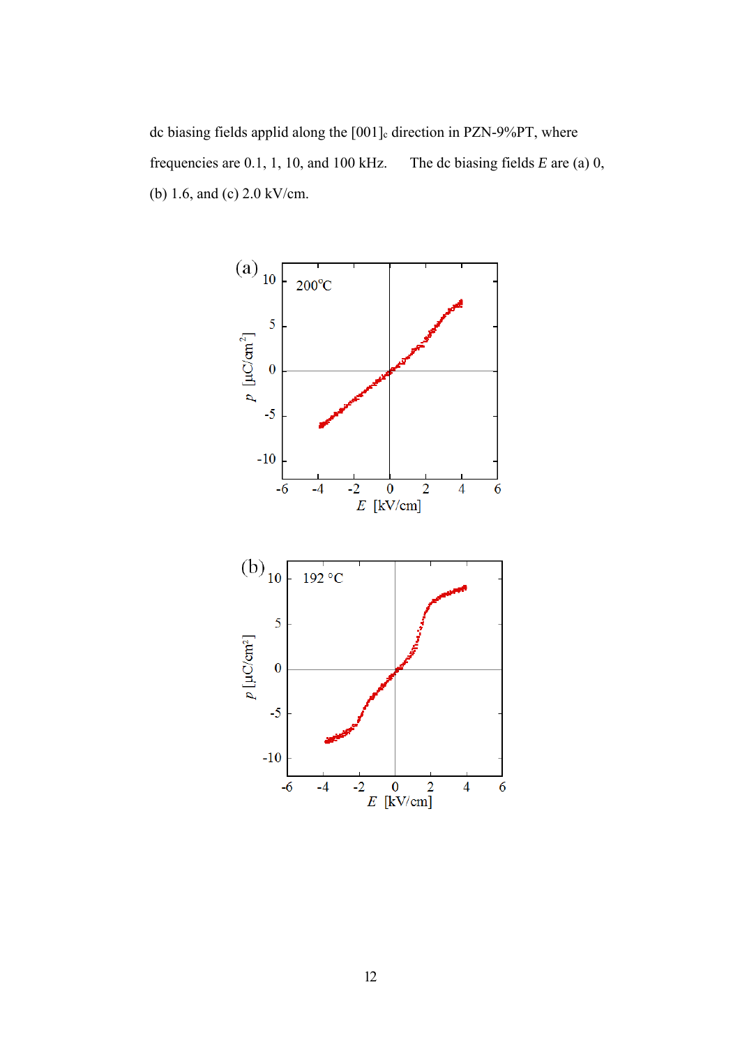dc biasing fields applid along the $[001]_c$ direction in PZN-9%PT, where frequencies are 0.1, 1, 10, and 100 kHz.    The dc biasing fields $E$ are (a) 0, (b) 1.6, and (c) 2.0 kV/cm.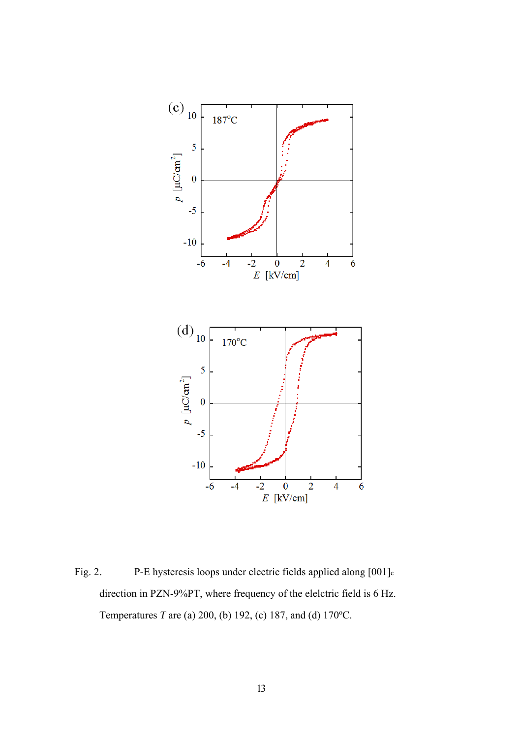Fig. 2. P-E hysteresis loops under electric fields applied along $[001]_c$ direction in PZN-9%PT, where frequency of the elelctric field is 6 Hz. Temperatures $T$ are (a) 200, (b) 192, (c) 187, and (d) 170$^o$C.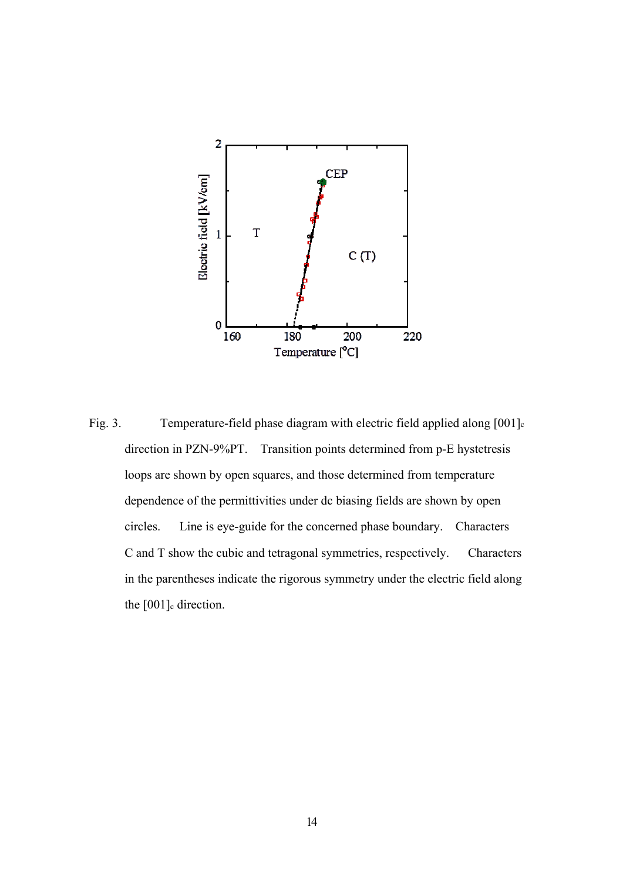2

CEP

1

T

C (T)

0

160

180

200

220

Electric field [kV/cm]

Temperature [°C]

Fig. 3. Temperature-field phase diagram with electric field applied along $[001]_c$ direction in PZN-9%PT. Transition points determined from p-E hystetresis loops are shown by open squares, and those determined from temperature dependence of the permittivities under dc biasing fields are shown by open circles. Line is eye-guide for the concerned phase boundary. Characters C and T show the cubic and tetragonal symmetries, respectively. Characters in the parentheses indicate the rigorous symmetry under the electric field along the $[001]_c$ direction.